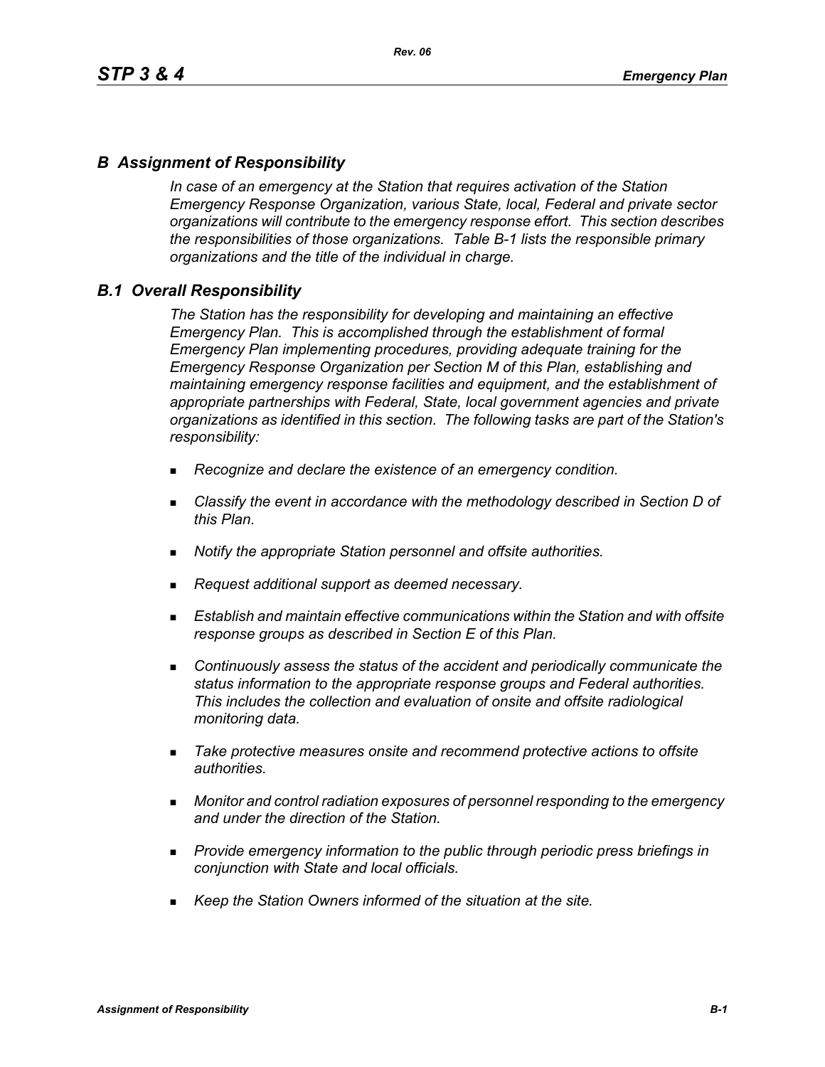## *B Assignment of Responsibility*

*In case of an emergency at the Station that requires activation of the Station Emergency Response Organization, various State, local, Federal and private sector organizations will contribute to the emergency response effort. This section describes the responsibilities of those organizations. Table B-1 lists the responsible primary organizations and the title of the individual in charge.*

## *B.1 Overall Responsibility*

*The Station has the responsibility for developing and maintaining an effective Emergency Plan. This is accomplished through the establishment of formal Emergency Plan implementing procedures, providing adequate training for the Emergency Response Organization per Section M of this Plan, establishing and maintaining emergency response facilities and equipment, and the establishment of appropriate partnerships with Federal, State, local government agencies and private organizations as identified in this section. The following tasks are part of the Station's responsibility:*

- *Recognize and declare the existence of an emergency condition.*
- *Classify the event in accordance with the methodology described in Section D of this Plan.*
- *Notify the appropriate Station personnel and offsite authorities.*
- *Request additional support as deemed necessary.*
- *Establish and maintain effective communications within the Station and with offsite response groups as described in Section E of this Plan.*
- *Continuously assess the status of the accident and periodically communicate the status information to the appropriate response groups and Federal authorities. This includes the collection and evaluation of onsite and offsite radiological monitoring data.*
- *Take protective measures onsite and recommend protective actions to offsite authorities.*
- *Monitor and control radiation exposures of personnel responding to the emergency and under the direction of the Station.*
- *Provide emergency information to the public through periodic press briefings in conjunction with State and local officials.*
- *Keep the Station Owners informed of the situation at the site.*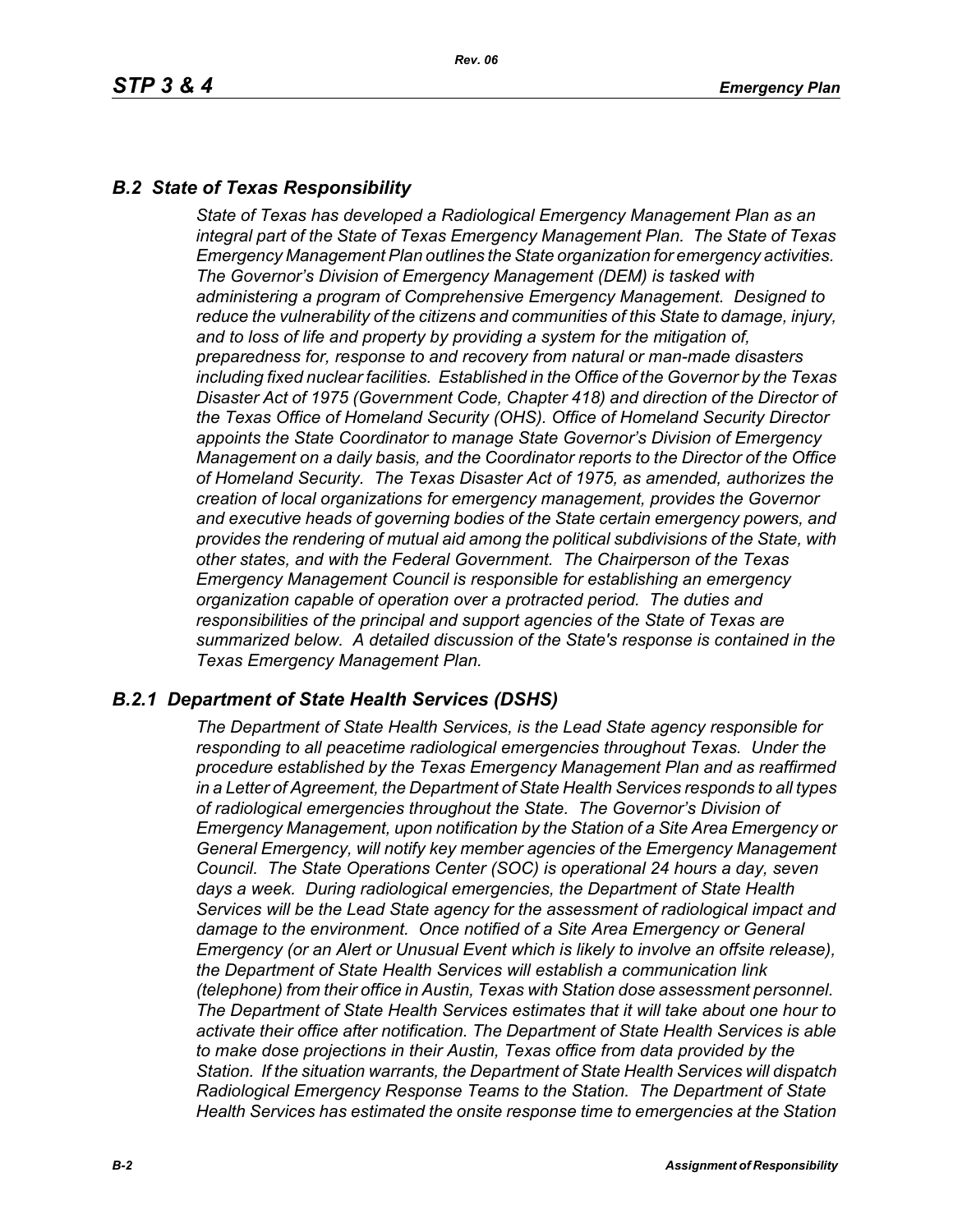## *B.2 State of Texas Responsibility*

*State of Texas has developed a Radiological Emergency Management Plan as an integral part of the State of Texas Emergency Management Plan. The State of Texas Emergency Management Plan outlines the State organization for emergency activities. The Governor's Division of Emergency Management (DEM) is tasked with administering a program of Comprehensive Emergency Management. Designed to reduce the vulnerability of the citizens and communities of this State to damage, injury, and to loss of life and property by providing a system for the mitigation of, preparedness for, response to and recovery from natural or man-made disasters including fixed nuclear facilities. Established in the Office of the Governor by the Texas Disaster Act of 1975 (Government Code, Chapter 418) and direction of the Director of the Texas Office of Homeland Security (OHS). Office of Homeland Security Director appoints the State Coordinator to manage State Governor's Division of Emergency Management on a daily basis, and the Coordinator reports to the Director of the Office of Homeland Security. The Texas Disaster Act of 1975, as amended, authorizes the creation of local organizations for emergency management, provides the Governor and executive heads of governing bodies of the State certain emergency powers, and provides the rendering of mutual aid among the political subdivisions of the State, with other states, and with the Federal Government. The Chairperson of the Texas Emergency Management Council is responsible for establishing an emergency organization capable of operation over a protracted period. The duties and responsibilities of the principal and support agencies of the State of Texas are summarized below. A detailed discussion of the State's response is contained in the Texas Emergency Management Plan.*

### *B.2.1 Department of State Health Services (DSHS)*

*The Department of State Health Services, is the Lead State agency responsible for responding to all peacetime radiological emergencies throughout Texas. Under the procedure established by the Texas Emergency Management Plan and as reaffirmed in a Letter of Agreement, the Department of State Health Services responds to all types of radiological emergencies throughout the State. The Governor's Division of Emergency Management, upon notification by the Station of a Site Area Emergency or General Emergency, will notify key member agencies of the Emergency Management Council. The State Operations Center (SOC) is operational 24 hours a day, seven days a week. During radiological emergencies, the Department of State Health Services will be the Lead State agency for the assessment of radiological impact and damage to the environment. Once notified of a Site Area Emergency or General Emergency (or an Alert or Unusual Event which is likely to involve an offsite release), the Department of State Health Services will establish a communication link (telephone) from their office in Austin, Texas with Station dose assessment personnel. The Department of State Health Services estimates that it will take about one hour to activate their office after notification. The Department of State Health Services is able to make dose projections in their Austin, Texas office from data provided by the Station. If the situation warrants, the Department of State Health Services will dispatch Radiological Emergency Response Teams to the Station. The Department of State Health Services has estimated the onsite response time to emergencies at the Station*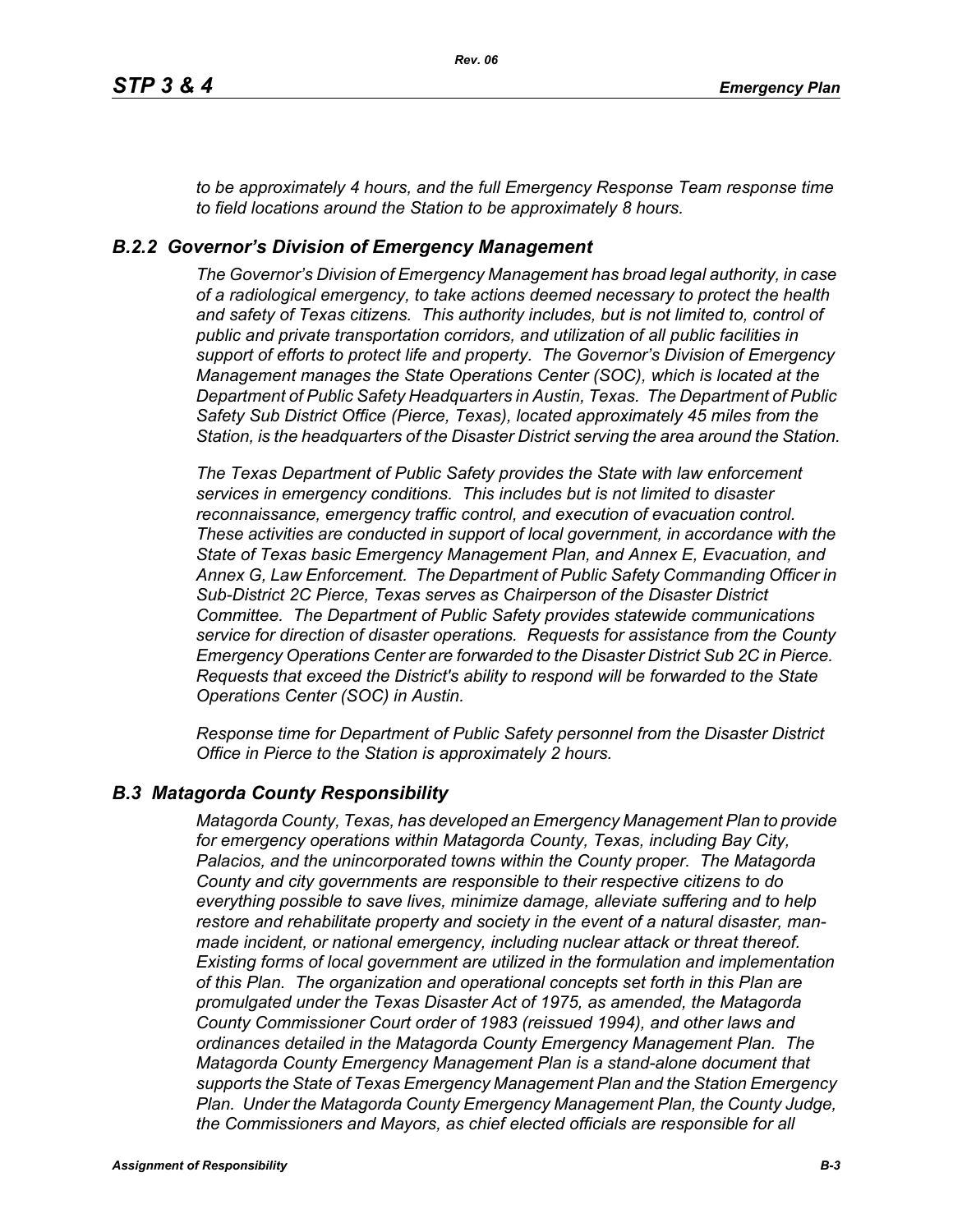*to be approximately 4 hours, and the full Emergency Response Team response time to field locations around the Station to be approximately 8 hours.*

### *B.2.2 Governor's Division of Emergency Management*

*The Governor's Division of Emergency Management has broad legal authority, in case of a radiological emergency, to take actions deemed necessary to protect the health and safety of Texas citizens. This authority includes, but is not limited to, control of public and private transportation corridors, and utilization of all public facilities in support of efforts to protect life and property. The Governor's Division of Emergency Management manages the State Operations Center (SOC), which is located at the Department of Public Safety Headquarters in Austin, Texas. The Department of Public Safety Sub District Office (Pierce, Texas), located approximately 45 miles from the Station, is the headquarters of the Disaster District serving the area around the Station.*

*The Texas Department of Public Safety provides the State with law enforcement services in emergency conditions. This includes but is not limited to disaster reconnaissance, emergency traffic control, and execution of evacuation control. These activities are conducted in support of local government, in accordance with the State of Texas basic Emergency Management Plan, and Annex E, Evacuation, and Annex G, Law Enforcement. The Department of Public Safety Commanding Officer in Sub-District 2C Pierce, Texas serves as Chairperson of the Disaster District Committee. The Department of Public Safety provides statewide communications service for direction of disaster operations. Requests for assistance from the County Emergency Operations Center are forwarded to the Disaster District Sub 2C in Pierce. Requests that exceed the District's ability to respond will be forwarded to the State Operations Center (SOC) in Austin.*

*Response time for Department of Public Safety personnel from the Disaster District Office in Pierce to the Station is approximately 2 hours.*

## *B.3 Matagorda County Responsibility*

*Matagorda County, Texas, has developed an Emergency Management Plan to provide for emergency operations within Matagorda County, Texas, including Bay City, Palacios, and the unincorporated towns within the County proper. The Matagorda County and city governments are responsible to their respective citizens to do everything possible to save lives, minimize damage, alleviate suffering and to help restore and rehabilitate property and society in the event of a natural disaster, man-made incident, or national emergency, including nuclear attack or threat thereof. Existing forms of local government are utilized in the formulation and implementation of this Plan. The organization and operational concepts set forth in this Plan are promulgated under the Texas Disaster Act of 1975, as amended, the Matagorda County Commissioner Court order of 1983 (reissued 1994), and other laws and ordinances detailed in the Matagorda County Emergency Management Plan. The Matagorda County Emergency Management Plan is a stand-alone document that supports the State of Texas Emergency Management Plan and the Station Emergency Plan. Under the Matagorda County Emergency Management Plan, the County Judge, the Commissioners and Mayors, as chief elected officials are responsible for all*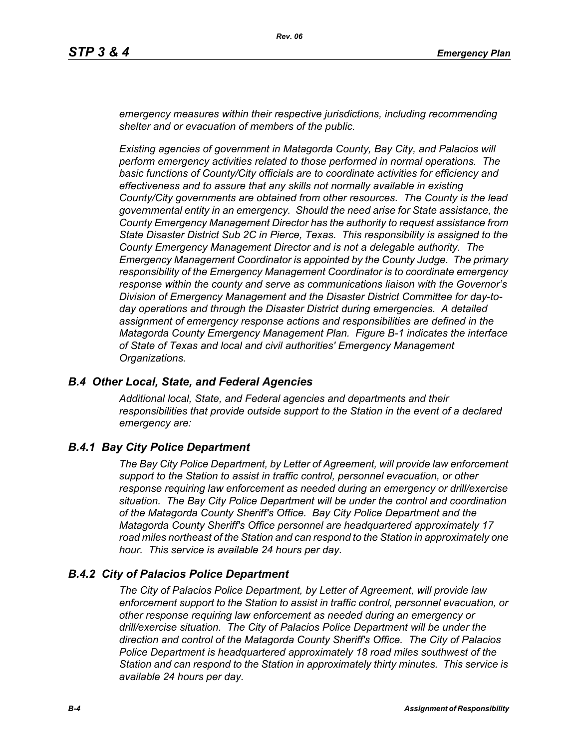*emergency measures within their respective jurisdictions, including recommending shelter and or evacuation of members of the public.*

*Existing agencies of government in Matagorda County, Bay City, and Palacios will perform emergency activities related to those performed in normal operations. The basic functions of County/City officials are to coordinate activities for efficiency and effectiveness and to assure that any skills not normally available in existing County/City governments are obtained from other resources. The County is the lead governmental entity in an emergency. Should the need arise for State assistance, the County Emergency Management Director has the authority to request assistance from State Disaster District Sub 2C in Pierce, Texas. This responsibility is assigned to the County Emergency Management Director and is not a delegable authority. The Emergency Management Coordinator is appointed by the County Judge. The primary responsibility of the Emergency Management Coordinator is to coordinate emergency response within the county and serve as communications liaison with the Governor's Division of Emergency Management and the Disaster District Committee for day-to-day operations and through the Disaster District during emergencies. A detailed assignment of emergency response actions and responsibilities are defined in the Matagorda County Emergency Management Plan. Figure B-1 indicates the interface of State of Texas and local and civil authorities' Emergency Management Organizations.*

## *B.4 Other Local, State, and Federal Agencies*

*Additional local, State, and Federal agencies and departments and their responsibilities that provide outside support to the Station in the event of a declared emergency are:*

### *B.4.1 Bay City Police Department*

*The Bay City Police Department, by Letter of Agreement, will provide law enforcement support to the Station to assist in traffic control, personnel evacuation, or other response requiring law enforcement as needed during an emergency or drill/exercise situation. The Bay City Police Department will be under the control and coordination of the Matagorda County Sheriff's Office. Bay City Police Department and the Matagorda County Sheriff's Office personnel are headquartered approximately 17 road miles northeast of the Station and can respond to the Station in approximately one hour. This service is available 24 hours per day.*

### *B.4.2 City of Palacios Police Department*

*The City of Palacios Police Department, by Letter of Agreement, will provide law enforcement support to the Station to assist in traffic control, personnel evacuation, or other response requiring law enforcement as needed during an emergency or drill/exercise situation. The City of Palacios Police Department will be under the direction and control of the Matagorda County Sheriff's Office. The City of Palacios Police Department is headquartered approximately 18 road miles southwest of the Station and can respond to the Station in approximately thirty minutes. This service is available 24 hours per day.*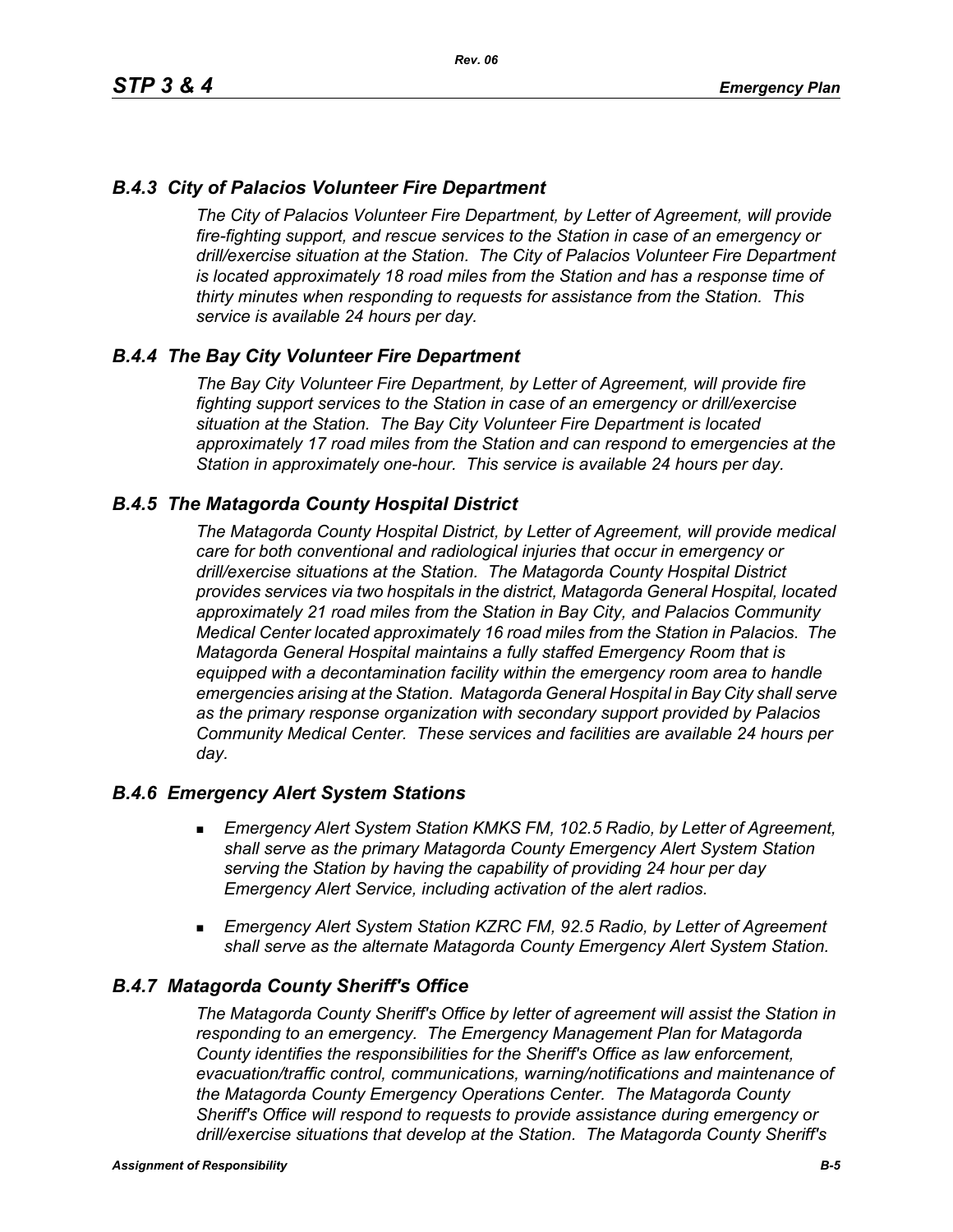### *B.4.3 City of Palacios Volunteer Fire Department*

*The City of Palacios Volunteer Fire Department, by Letter of Agreement, will provide fire-fighting support, and rescue services to the Station in case of an emergency or drill/exercise situation at the Station. The City of Palacios Volunteer Fire Department is located approximately 18 road miles from the Station and has a response time of thirty minutes when responding to requests for assistance from the Station. This service is available 24 hours per day.*

### *B.4.4 The Bay City Volunteer Fire Department*

*The Bay City Volunteer Fire Department, by Letter of Agreement, will provide fire fighting support services to the Station in case of an emergency or drill/exercise situation at the Station. The Bay City Volunteer Fire Department is located approximately 17 road miles from the Station and can respond to emergencies at the Station in approximately one-hour. This service is available 24 hours per day.*

### *B.4.5 The Matagorda County Hospital District*

*The Matagorda County Hospital District, by Letter of Agreement, will provide medical care for both conventional and radiological injuries that occur in emergency or drill/exercise situations at the Station. The Matagorda County Hospital District provides services via two hospitals in the district, Matagorda General Hospital, located approximately 21 road miles from the Station in Bay City, and Palacios Community Medical Center located approximately 16 road miles from the Station in Palacios. The Matagorda General Hospital maintains a fully staffed Emergency Room that is equipped with a decontamination facility within the emergency room area to handle emergencies arising at the Station. Matagorda General Hospital in Bay City shall serve as the primary response organization with secondary support provided by Palacios Community Medical Center. These services and facilities are available 24 hours per day.*

### *B.4.6 Emergency Alert System Stations*

- *Emergency Alert System Station KMKS FM, 102.5 Radio, by Letter of Agreement, shall serve as the primary Matagorda County Emergency Alert System Station serving the Station by having the capability of providing 24 hour per day Emergency Alert Service, including activation of the alert radios.*

- *Emergency Alert System Station KZRC FM, 92.5 Radio, by Letter of Agreement shall serve as the alternate Matagorda County Emergency Alert System Station.*

### *B.4.7 Matagorda County Sheriff's Office*

*The Matagorda County Sheriff's Office by letter of agreement will assist the Station in responding to an emergency. The Emergency Management Plan for Matagorda County identifies the responsibilities for the Sheriff's Office as law enforcement, evacuation/traffic control, communications, warning/notifications and maintenance of the Matagorda County Emergency Operations Center. The Matagorda County Sheriff's Office will respond to requests to provide assistance during emergency or drill/exercise situations that develop at the Station. The Matagorda County Sheriff's*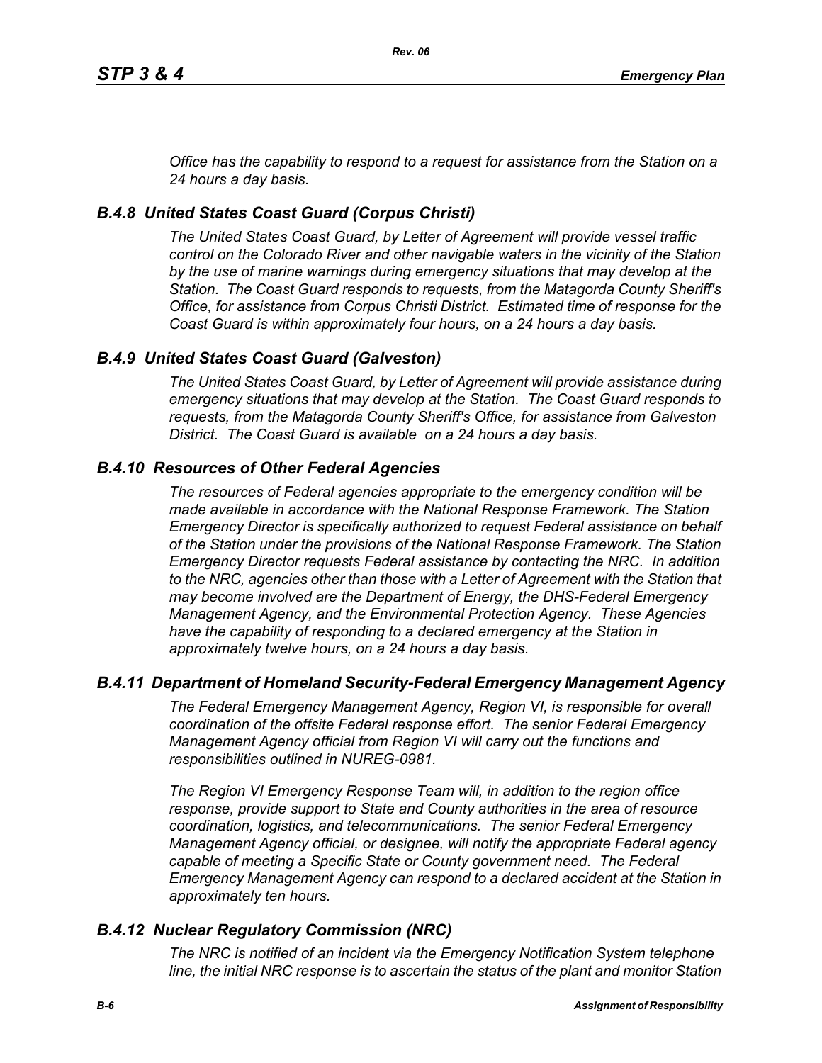*Office has the capability to respond to a request for assistance from the Station on a 24 hours a day basis.*

### *B.4.8 United States Coast Guard (Corpus Christi)*

*The United States Coast Guard, by Letter of Agreement will provide vessel traffic control on the Colorado River and other navigable waters in the vicinity of the Station by the use of marine warnings during emergency situations that may develop at the Station. The Coast Guard responds to requests, from the Matagorda County Sheriff's Office, for assistance from Corpus Christi District. Estimated time of response for the Coast Guard is within approximately four hours, on a 24 hours a day basis.*

### *B.4.9 United States Coast Guard (Galveston)*

*The United States Coast Guard, by Letter of Agreement will provide assistance during emergency situations that may develop at the Station. The Coast Guard responds to requests, from the Matagorda County Sheriff's Office, for assistance from Galveston District. The Coast Guard is available on a 24 hours a day basis.*

### *B.4.10 Resources of Other Federal Agencies*

*The resources of Federal agencies appropriate to the emergency condition will be made available in accordance with the National Response Framework. The Station Emergency Director is specifically authorized to request Federal assistance on behalf of the Station under the provisions of the National Response Framework. The Station Emergency Director requests Federal assistance by contacting the NRC. In addition to the NRC, agencies other than those with a Letter of Agreement with the Station that may become involved are the Department of Energy, the DHS-Federal Emergency Management Agency, and the Environmental Protection Agency. These Agencies have the capability of responding to a declared emergency at the Station in approximately twelve hours, on a 24 hours a day basis.*

### *B.4.11 Department of Homeland Security-Federal Emergency Management Agency*

*The Federal Emergency Management Agency, Region VI, is responsible for overall coordination of the offsite Federal response effort. The senior Federal Emergency Management Agency official from Region VI will carry out the functions and responsibilities outlined in NUREG-0981.*

*The Region VI Emergency Response Team will, in addition to the region office response, provide support to State and County authorities in the area of resource coordination, logistics, and telecommunications. The senior Federal Emergency Management Agency official, or designee, will notify the appropriate Federal agency capable of meeting a Specific State or County government need. The Federal Emergency Management Agency can respond to a declared accident at the Station in approximately ten hours.*

### *B.4.12 Nuclear Regulatory Commission (NRC)*

*The NRC is notified of an incident via the Emergency Notification System telephone line, the initial NRC response is to ascertain the status of the plant and monitor Station*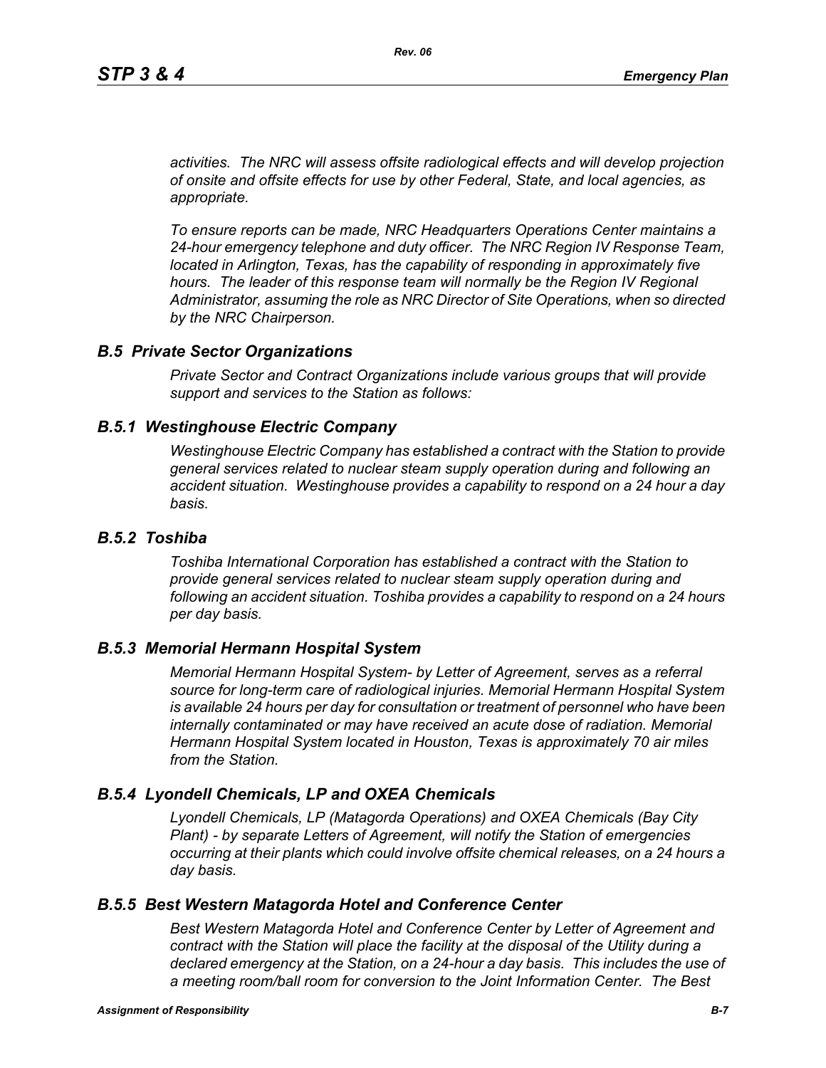*activities. The NRC will assess offsite radiological effects and will develop projection of onsite and offsite effects for use by other Federal, State, and local agencies, as appropriate.*

*To ensure reports can be made, NRC Headquarters Operations Center maintains a 24-hour emergency telephone and duty officer. The NRC Region IV Response Team, located in Arlington, Texas, has the capability of responding in approximately five hours. The leader of this response team will normally be the Region IV Regional Administrator, assuming the role as NRC Director of Site Operations, when so directed by the NRC Chairperson.*

## *B.5 Private Sector Organizations*

*Private Sector and Contract Organizations include various groups that will provide support and services to the Station as follows:*

### *B.5.1 Westinghouse Electric Company*

*Westinghouse Electric Company has established a contract with the Station to provide general services related to nuclear steam supply operation during and following an accident situation. Westinghouse provides a capability to respond on a 24 hour a day basis.*

### *B.5.2 Toshiba*

*Toshiba International Corporation has established a contract with the Station to provide general services related to nuclear steam supply operation during and following an accident situation. Toshiba provides a capability to respond on a 24 hours per day basis.*

### *B.5.3 Memorial Hermann Hospital System*

*Memorial Hermann Hospital System- by Letter of Agreement, serves as a referral source for long-term care of radiological injuries. Memorial Hermann Hospital System is available 24 hours per day for consultation or treatment of personnel who have been internally contaminated or may have received an acute dose of radiation. Memorial Hermann Hospital System located in Houston, Texas is approximately 70 air miles from the Station.*

### *B.5.4 Lyondell Chemicals, LP and OXEA Chemicals*

*Lyondell Chemicals, LP (Matagorda Operations) and OXEA Chemicals (Bay City Plant) - by separate Letters of Agreement, will notify the Station of emergencies occurring at their plants which could involve offsite chemical releases, on a 24 hours a day basis.*

### *B.5.5 Best Western Matagorda Hotel and Conference Center*

*Best Western Matagorda Hotel and Conference Center by Letter of Agreement and contract with the Station will place the facility at the disposal of the Utility during a declared emergency at the Station, on a 24-hour a day basis. This includes the use of a meeting room/ball room for conversion to the Joint Information Center. The Best*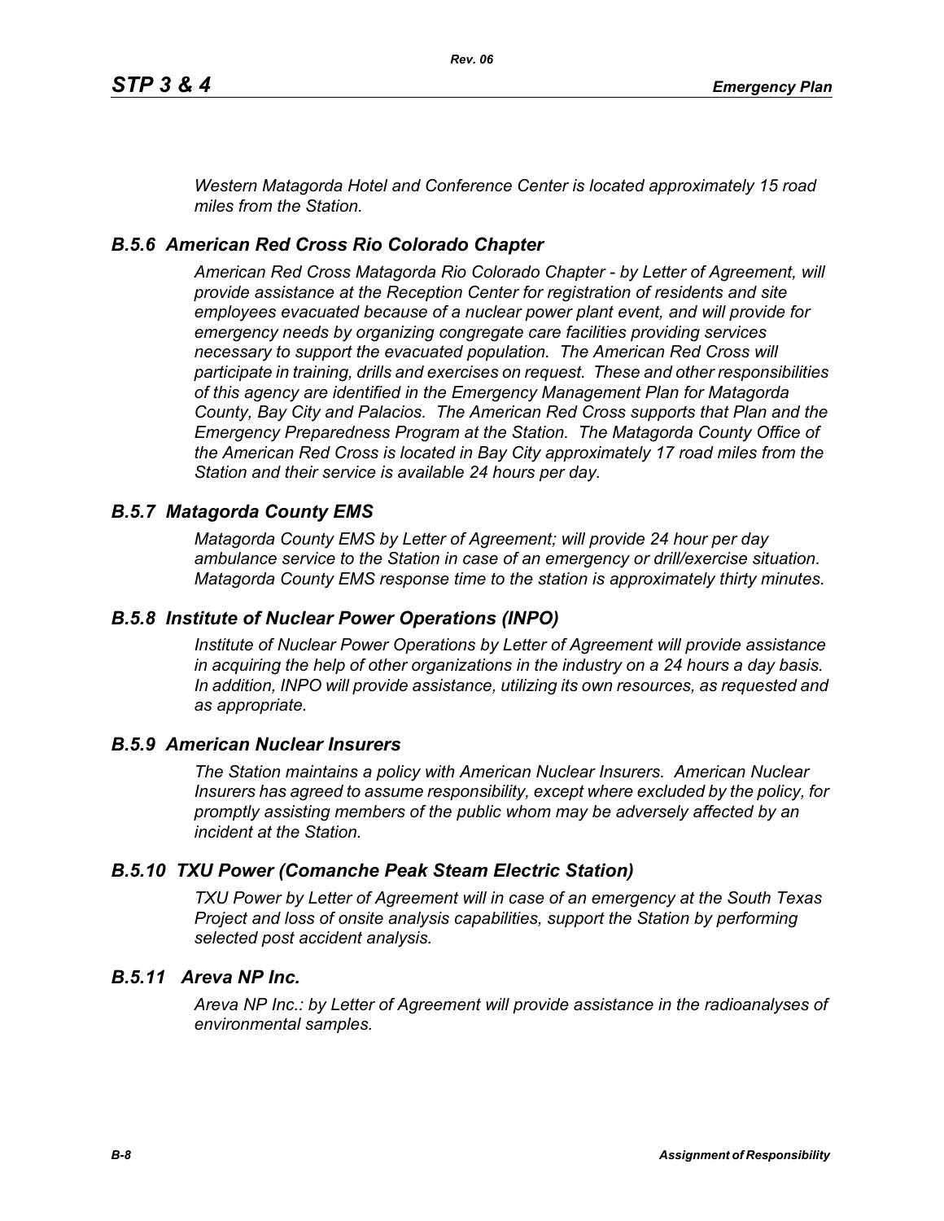*Western Matagorda Hotel and Conference Center is located approximately 15 road miles from the Station.*

### *B.5.6 American Red Cross Rio Colorado Chapter*

*American Red Cross Matagorda Rio Colorado Chapter - by Letter of Agreement, will provide assistance at the Reception Center for registration of residents and site employees evacuated because of a nuclear power plant event, and will provide for emergency needs by organizing congregate care facilities providing services necessary to support the evacuated population. The American Red Cross will participate in training, drills and exercises on request. These and other responsibilities of this agency are identified in the Emergency Management Plan for Matagorda County, Bay City and Palacios. The American Red Cross supports that Plan and the Emergency Preparedness Program at the Station. The Matagorda County Office of the American Red Cross is located in Bay City approximately 17 road miles from the Station and their service is available 24 hours per day.*

### *B.5.7 Matagorda County EMS*

*Matagorda County EMS by Letter of Agreement; will provide 24 hour per day ambulance service to the Station in case of an emergency or drill/exercise situation. Matagorda County EMS response time to the station is approximately thirty minutes.*

### *B.5.8 Institute of Nuclear Power Operations (INPO)*

*Institute of Nuclear Power Operations by Letter of Agreement will provide assistance in acquiring the help of other organizations in the industry on a 24 hours a day basis. In addition, INPO will provide assistance, utilizing its own resources, as requested and as appropriate.*

### *B.5.9 American Nuclear Insurers*

*The Station maintains a policy with American Nuclear Insurers. American Nuclear Insurers has agreed to assume responsibility, except where excluded by the policy, for promptly assisting members of the public whom may be adversely affected by an incident at the Station.*

### *B.5.10 TXU Power (Comanche Peak Steam Electric Station)*

*TXU Power by Letter of Agreement will in case of an emergency at the South Texas Project and loss of onsite analysis capabilities, support the Station by performing selected post accident analysis.*

### *B.5.11 Areva NP Inc.*

*Areva NP Inc.: by Letter of Agreement will provide assistance in the radioanalyses of environmental samples.*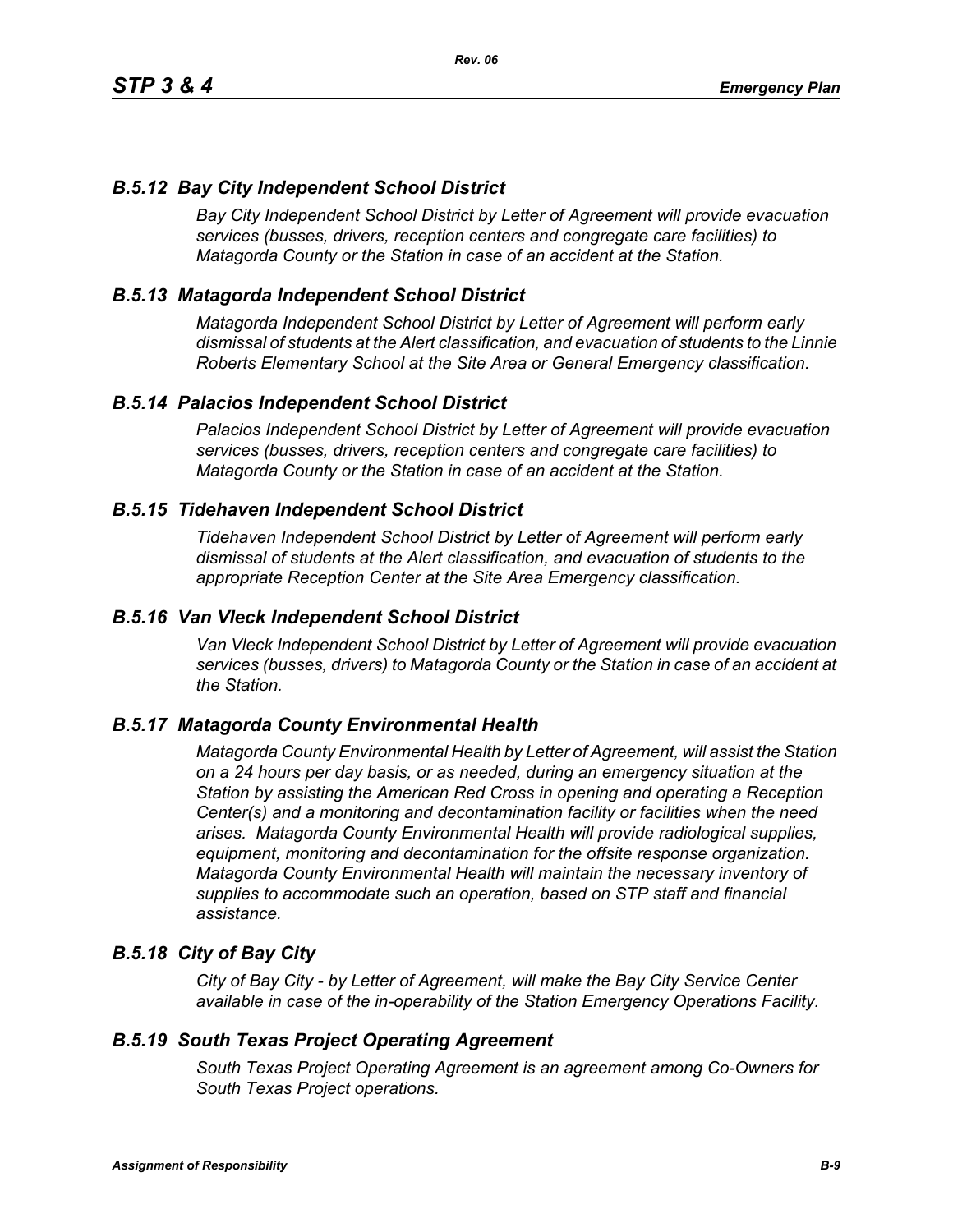### *B.5.12 Bay City Independent School District*

*Bay City Independent School District by Letter of Agreement will provide evacuation services (busses, drivers, reception centers and congregate care facilities) to Matagorda County or the Station in case of an accident at the Station.*

### *B.5.13 Matagorda Independent School District*

*Matagorda Independent School District by Letter of Agreement will perform early dismissal of students at the Alert classification, and evacuation of students to the Linnie Roberts Elementary School at the Site Area or General Emergency classification.*

### *B.5.14 Palacios Independent School District*

*Palacios Independent School District by Letter of Agreement will provide evacuation services (busses, drivers, reception centers and congregate care facilities) to Matagorda County or the Station in case of an accident at the Station.*

### *B.5.15 Tidehaven Independent School District*

*Tidehaven Independent School District by Letter of Agreement will perform early dismissal of students at the Alert classification, and evacuation of students to the appropriate Reception Center at the Site Area Emergency classification.*

### *B.5.16 Van Vleck Independent School District*

*Van Vleck Independent School District by Letter of Agreement will provide evacuation services (busses, drivers) to Matagorda County or the Station in case of an accident at the Station.*

### *B.5.17 Matagorda County Environmental Health*

*Matagorda County Environmental Health by Letter of Agreement, will assist the Station on a 24 hours per day basis, or as needed, during an emergency situation at the Station by assisting the American Red Cross in opening and operating a Reception Center(s) and a monitoring and decontamination facility or facilities when the need arises. Matagorda County Environmental Health will provide radiological supplies, equipment, monitoring and decontamination for the offsite response organization. Matagorda County Environmental Health will maintain the necessary inventory of supplies to accommodate such an operation, based on STP staff and financial assistance.*

### *B.5.18 City of Bay City*

*City of Bay City - by Letter of Agreement, will make the Bay City Service Center available in case of the in-operability of the Station Emergency Operations Facility.*

### *B.5.19 South Texas Project Operating Agreement*

*South Texas Project Operating Agreement is an agreement among Co-Owners for South Texas Project operations.*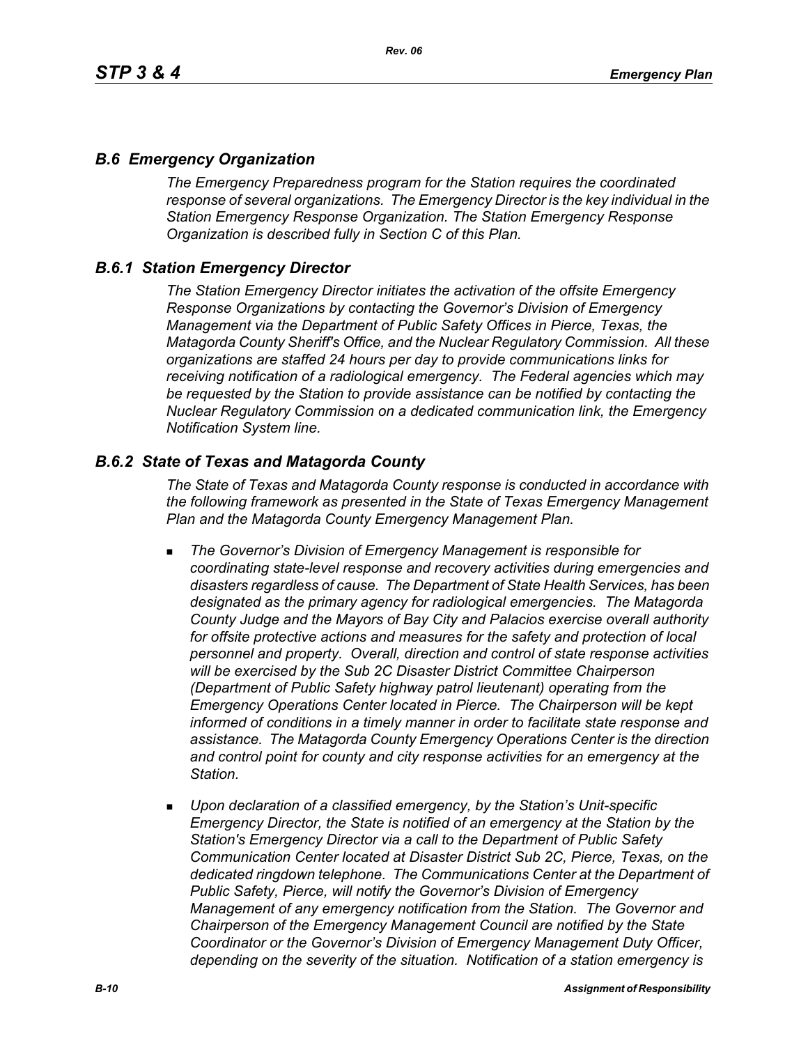## *B.6 Emergency Organization*

*The Emergency Preparedness program for the Station requires the coordinated response of several organizations. The Emergency Director is the key individual in the Station Emergency Response Organization. The Station Emergency Response Organization is described fully in Section C of this Plan.*

## *B.6.1 Station Emergency Director*

*The Station Emergency Director initiates the activation of the offsite Emergency Response Organizations by contacting the Governor's Division of Emergency Management via the Department of Public Safety Offices in Pierce, Texas, the Matagorda County Sheriff's Office, and the Nuclear Regulatory Commission. All these organizations are staffed 24 hours per day to provide communications links for receiving notification of a radiological emergency. The Federal agencies which may be requested by the Station to provide assistance can be notified by contacting the Nuclear Regulatory Commission on a dedicated communication link, the Emergency Notification System line.*

## *B.6.2 State of Texas and Matagorda County*

*The State of Texas and Matagorda County response is conducted in accordance with the following framework as presented in the State of Texas Emergency Management Plan and the Matagorda County Emergency Management Plan.*

- *The Governor's Division of Emergency Management is responsible for coordinating state-level response and recovery activities during emergencies and disasters regardless of cause. The Department of State Health Services, has been designated as the primary agency for radiological emergencies. The Matagorda County Judge and the Mayors of Bay City and Palacios exercise overall authority for offsite protective actions and measures for the safety and protection of local personnel and property. Overall, direction and control of state response activities will be exercised by the Sub 2C Disaster District Committee Chairperson (Department of Public Safety highway patrol lieutenant) operating from the Emergency Operations Center located in Pierce. The Chairperson will be kept informed of conditions in a timely manner in order to facilitate state response and assistance. The Matagorda County Emergency Operations Center is the direction and control point for county and city response activities for an emergency at the Station.*

- *Upon declaration of a classified emergency, by the Station's Unit-specific Emergency Director, the State is notified of an emergency at the Station by the Station's Emergency Director via a call to the Department of Public Safety Communication Center located at Disaster District Sub 2C, Pierce, Texas, on the dedicated ringdown telephone. The Communications Center at the Department of Public Safety, Pierce, will notify the Governor's Division of Emergency Management of any emergency notification from the Station. The Governor and Chairperson of the Emergency Management Council are notified by the State Coordinator or the Governor's Division of Emergency Management Duty Officer, depending on the severity of the situation. Notification of a station emergency is*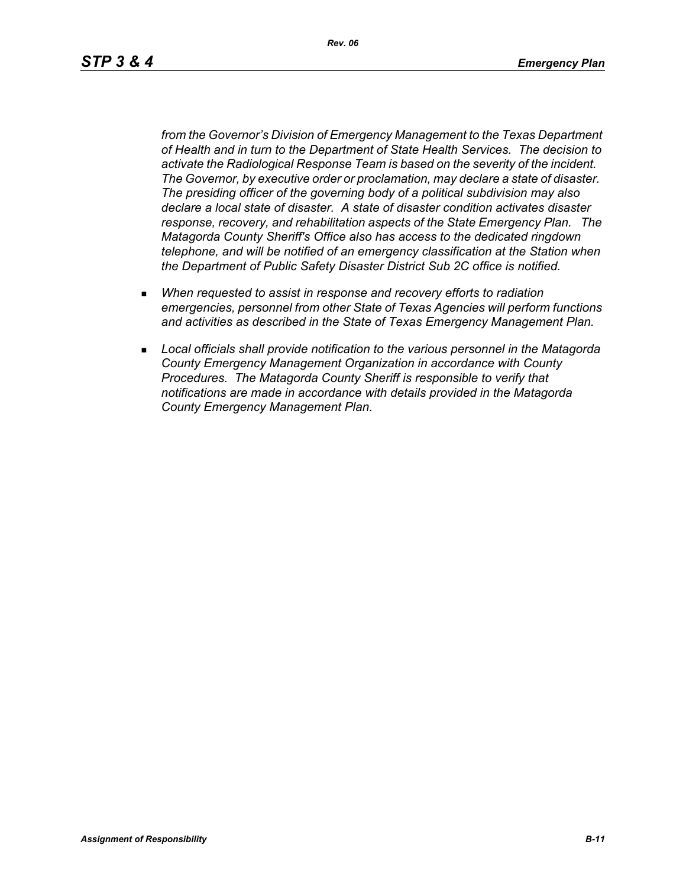*from the Governor's Division of Emergency Management to the Texas Department of Health and in turn to the Department of State Health Services. The decision to activate the Radiological Response Team is based on the severity of the incident. The Governor, by executive order or proclamation, may declare a state of disaster. The presiding officer of the governing body of a political subdivision may also declare a local state of disaster. A state of disaster condition activates disaster response, recovery, and rehabilitation aspects of the State Emergency Plan. The Matagorda County Sheriff's Office also has access to the dedicated ringdown telephone, and will be notified of an emergency classification at the Station when the Department of Public Safety Disaster District Sub 2C office is notified.*

- *When requested to assist in response and recovery efforts to radiation emergencies, personnel from other State of Texas Agencies will perform functions and activities as described in the State of Texas Emergency Management Plan.*
- *Local officials shall provide notification to the various personnel in the Matagorda County Emergency Management Organization in accordance with County Procedures. The Matagorda County Sheriff is responsible to verify that notifications are made in accordance with details provided in the Matagorda County Emergency Management Plan.*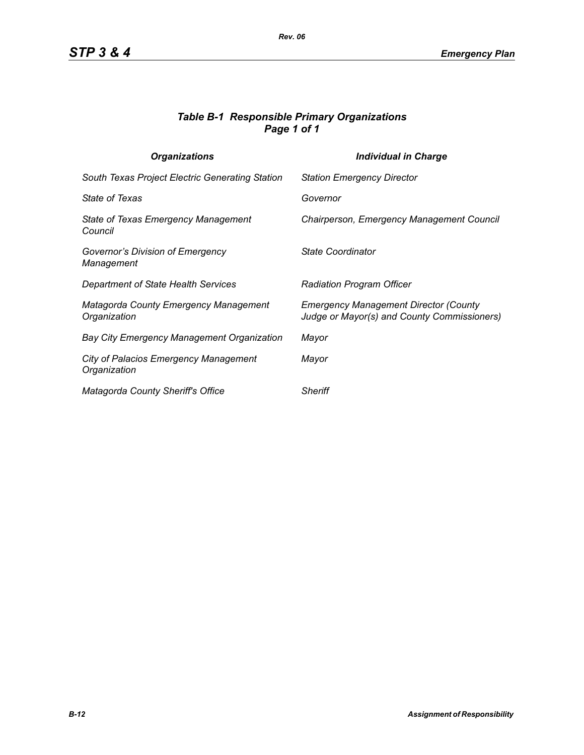### *Table B-1 Responsible Primary Organizations*
### *Page 1 of 1*

| *Organizations* | *Individual in Charge* |
|---|---|
| *South Texas Project Electric Generating Station* | *Station Emergency Director* |
| *State of Texas* | *Governor* |
| *State of Texas Emergency Management Council* | *Chairperson, Emergency Management Council* |
| *Governor's Division of Emergency Management* | *State Coordinator* |
| *Department of State Health Services* | *Radiation Program Officer* |
| *Matagorda County Emergency Management Organization* | *Emergency Management Director (County Judge or Mayor(s) and County Commissioners)* |
| *Bay City Emergency Management Organization* | *Mayor* |
| *City of Palacios Emergency Management Organization* | *Mayor* |
| *Matagorda County Sheriff's Office* | *Sheriff* |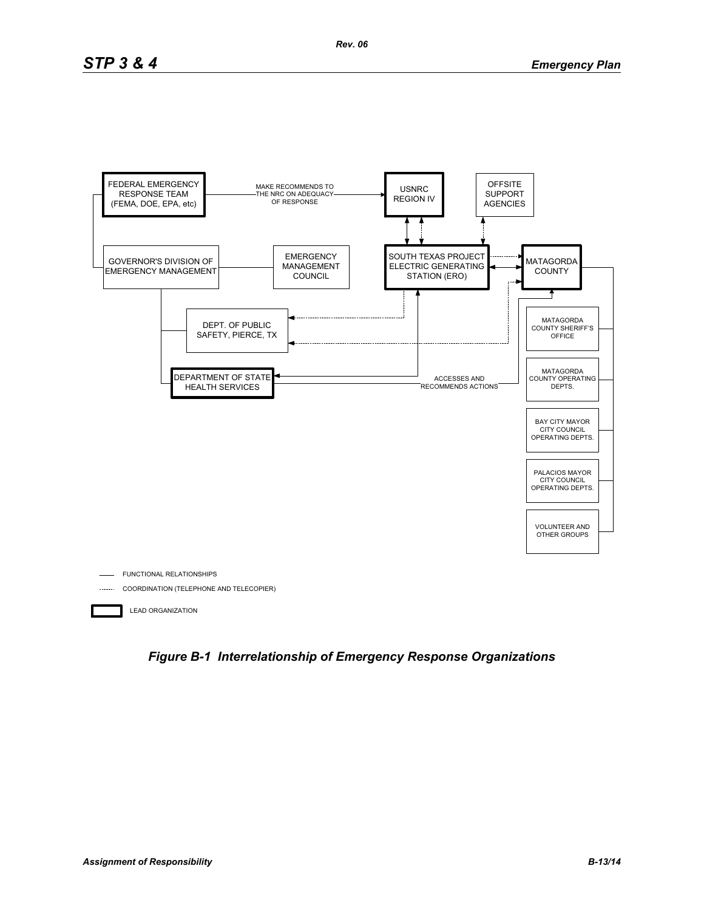FEDERAL EMERGENCY RESPONSE TEAM (FEMA, DOE, EPA, etc)

MAKE RECOMMENDS TO THE NRC ON ADEQUACY OF RESPONSE

USNRC REGION IV

OFFSITE SUPPORT AGENCIES

GOVERNOR'S DIVISION OF EMERGENCY MANAGEMENT

EMERGENCY MANAGEMENT COUNCIL

SOUTH TEXAS PROJECT ELECTRIC GENERATING STATION (ERO)

MATAGORDA COUNTY

DEPT. OF PUBLIC SAFETY, PIERCE, TX

MATAGORDA COUNTY SHERIFF'S OFFICE

DEPARTMENT OF STATE HEALTH SERVICES

ACCESSES AND RECOMMENDS ACTIONS

MATAGORDA COUNTY OPERATING DEPTS.

BAY CITY MAYOR CITY COUNCIL OPERATING DEPTS.

PALACIOS MAYOR CITY COUNCIL OPERATING DEPTS.

VOLUNTEER AND OTHER GROUPS

FUNCTIONAL RELATIONSHIPS

COORDINATION (TELEPHONE AND TELECOPIER)

LEAD ORGANIZATION

*Figure B-1 Interrelationship of Emergency Response Organizations*